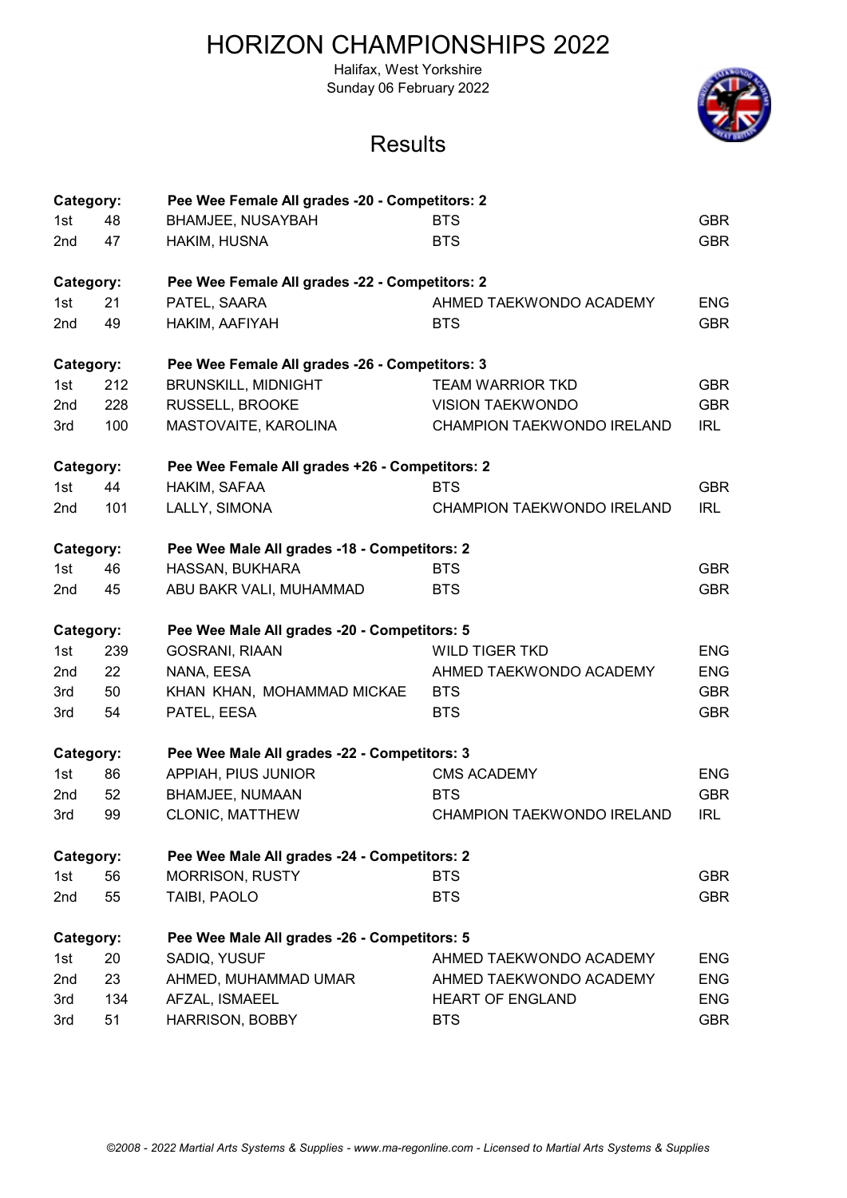# HORIZON CHAMPIONSHIPS 2022

Halifax, West Yorkshire
Sunday 06 February 2022

## Results

**Category: Pee Wee Female All grades -20 - Competitors: 2**

| Place | No. | Name | Club | Country |
|---|---|---|---|---|
| 1st | 48 | BHAMJEE, NUSAYBAH | BTS | GBR |
| 2nd | 47 | HAKIM, HUSNA | BTS | GBR |

**Category: Pee Wee Female All grades -22 - Competitors: 2**

| Place | No. | Name | Club | Country |
|---|---|---|---|---|
| 1st | 21 | PATEL, SAARA | AHMED TAEKWONDO ACADEMY | ENG |
| 2nd | 49 | HAKIM, AAFIYAH | BTS | GBR |

**Category: Pee Wee Female All grades -26 - Competitors: 3**

| Place | No. | Name | Club | Country |
|---|---|---|---|---|
| 1st | 212 | BRUNSKILL, MIDNIGHT | TEAM WARRIOR TKD | GBR |
| 2nd | 228 | RUSSELL, BROOKE | VISION TAEKWONDO | GBR |
| 3rd | 100 | MASTOVAITE, KAROLINA | CHAMPION TAEKWONDO IRELAND | IRL |

**Category: Pee Wee Female All grades +26 - Competitors: 2**

| Place | No. | Name | Club | Country |
|---|---|---|---|---|
| 1st | 44 | HAKIM, SAFAA | BTS | GBR |
| 2nd | 101 | LALLY, SIMONA | CHAMPION TAEKWONDO IRELAND | IRL |

**Category: Pee Wee Male All grades -18 - Competitors: 2**

| Place | No. | Name | Club | Country |
|---|---|---|---|---|
| 1st | 46 | HASSAN, BUKHARA | BTS | GBR |
| 2nd | 45 | ABU BAKR VALI, MUHAMMAD | BTS | GBR |

**Category: Pee Wee Male All grades -20 - Competitors: 5**

| Place | No. | Name | Club | Country |
|---|---|---|---|---|
| 1st | 239 | GOSRANI, RIAAN | WILD TIGER TKD | ENG |
| 2nd | 22 | NANA, EESA | AHMED TAEKWONDO ACADEMY | ENG |
| 3rd | 50 | KHAN KHAN, MOHAMMAD MICKAE | BTS | GBR |
| 3rd | 54 | PATEL, EESA | BTS | GBR |

**Category: Pee Wee Male All grades -22 - Competitors: 3**

| Place | No. | Name | Club | Country |
|---|---|---|---|---|
| 1st | 86 | APPIAH, PIUS JUNIOR | CMS ACADEMY | ENG |
| 2nd | 52 | BHAMJEE, NUMAAN | BTS | GBR |
| 3rd | 99 | CLONIC, MATTHEW | CHAMPION TAEKWONDO IRELAND | IRL |

**Category: Pee Wee Male All grades -24 - Competitors: 2**

| Place | No. | Name | Club | Country |
|---|---|---|---|---|
| 1st | 56 | MORRISON, RUSTY | BTS | GBR |
| 2nd | 55 | TAIBI, PAOLO | BTS | GBR |

**Category: Pee Wee Male All grades -26 - Competitors: 5**

| Place | No. | Name | Club | Country |
|---|---|---|---|---|
| 1st | 20 | SADIQ, YUSUF | AHMED TAEKWONDO ACADEMY | ENG |
| 2nd | 23 | AHMED, MUHAMMAD UMAR | AHMED TAEKWONDO ACADEMY | ENG |
| 3rd | 134 | AFZAL, ISMAEEL | HEART OF ENGLAND | ENG |
| 3rd | 51 | HARRISON, BOBBY | BTS | GBR |

*©2008 - 2022 Martial Arts Systems & Supplies - www.ma-regonline.com - Licensed to Martial Arts Systems & Supplies*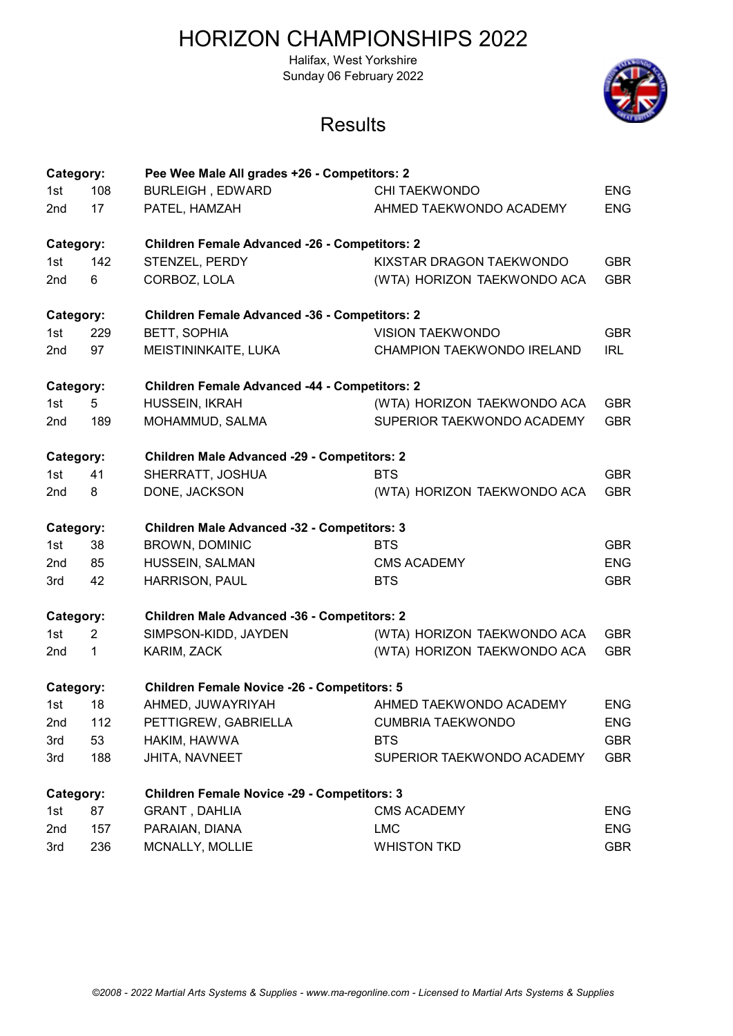# HORIZON CHAMPIONSHIPS 2022

Halifax, West Yorkshire
Sunday 06 February 2022

## Results

**Category: Pee Wee Male All grades +26 - Competitors: 2**

| | | | | |
|---|---|---|---|---|
| 1st | 108 | BURLEIGH , EDWARD | CHI TAEKWONDO | ENG |
| 2nd | 17 | PATEL, HAMZAH | AHMED TAEKWONDO ACADEMY | ENG |

**Category: Children Female Advanced -26 - Competitors: 2**

| | | | | |
|---|---|---|---|---|
| 1st | 142 | STENZEL, PERDY | KIXSTAR DRAGON TAEKWONDO | GBR |
| 2nd | 6 | CORBOZ, LOLA | (WTA) HORIZON TAEKWONDO ACA | GBR |

**Category: Children Female Advanced -36 - Competitors: 2**

| | | | | |
|---|---|---|---|---|
| 1st | 229 | BETT, SOPHIA | VISION TAEKWONDO | GBR |
| 2nd | 97 | MEISTININKAITE, LUKA | CHAMPION TAEKWONDO IRELAND | IRL |

**Category: Children Female Advanced -44 - Competitors: 2**

| | | | | |
|---|---|---|---|---|
| 1st | 5 | HUSSEIN, IKRAH | (WTA) HORIZON TAEKWONDO ACA | GBR |
| 2nd | 189 | MOHAMMUD, SALMA | SUPERIOR TAEKWONDO ACADEMY | GBR |

**Category: Children Male Advanced -29 - Competitors: 2**

| | | | | |
|---|---|---|---|---|
| 1st | 41 | SHERRATT, JOSHUA | BTS | GBR |
| 2nd | 8 | DONE, JACKSON | (WTA) HORIZON TAEKWONDO ACA | GBR |

**Category: Children Male Advanced -32 - Competitors: 3**

| | | | | |
|---|---|---|---|---|
| 1st | 38 | BROWN, DOMINIC | BTS | GBR |
| 2nd | 85 | HUSSEIN, SALMAN | CMS ACADEMY | ENG |
| 3rd | 42 | HARRISON, PAUL | BTS | GBR |

**Category: Children Male Advanced -36 - Competitors: 2**

| | | | | |
|---|---|---|---|---|
| 1st | 2 | SIMPSON-KIDD, JAYDEN | (WTA) HORIZON TAEKWONDO ACA | GBR |
| 2nd | 1 | KARIM, ZACK | (WTA) HORIZON TAEKWONDO ACA | GBR |

**Category: Children Female Novice -26 - Competitors: 5**

| | | | | |
|---|---|---|---|---|
| 1st | 18 | AHMED, JUWAYRIYAH | AHMED TAEKWONDO ACADEMY | ENG |
| 2nd | 112 | PETTIGREW, GABRIELLA | CUMBRIA TAEKWONDO | ENG |
| 3rd | 53 | HAKIM, HAWWA | BTS | GBR |
| 3rd | 188 | JHITA, NAVNEET | SUPERIOR TAEKWONDO ACADEMY | GBR |

**Category: Children Female Novice -29 - Competitors: 3**

| | | | | |
|---|---|---|---|---|
| 1st | 87 | GRANT , DAHLIA | CMS ACADEMY | ENG |
| 2nd | 157 | PARAIAN, DIANA | LMC | ENG |
| 3rd | 236 | MCNALLY, MOLLIE | WHISTON TKD | GBR |

*©2008 - 2022 Martial Arts Systems & Supplies - www.ma-regonline.com - Licensed to Martial Arts Systems & Supplies*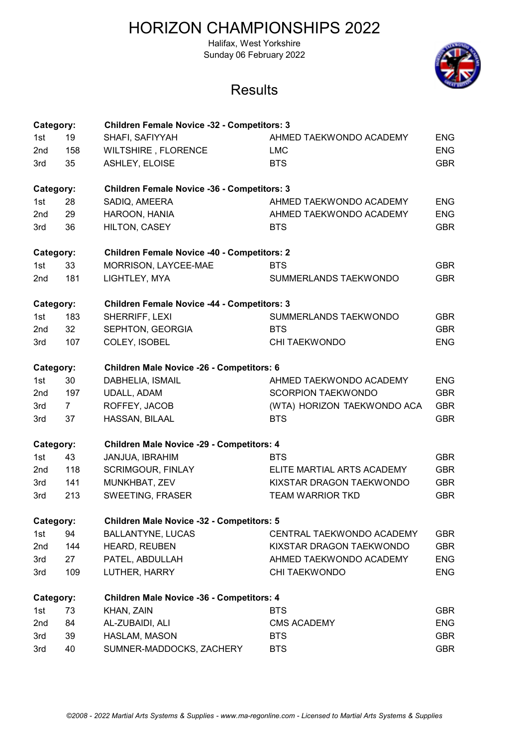# HORIZON CHAMPIONSHIPS 2022

Halifax, West Yorkshire
Sunday 06 February 2022

## Results

**Category: Children Female Novice -32 - Competitors: 3**

| Place | No. | Name | Club | Country |
|---|---|---|---|---|
| 1st | 19 | SHAFI, SAFIYYAH | AHMED TAEKWONDO ACADEMY | ENG |
| 2nd | 158 | WILTSHIRE , FLORENCE | LMC | ENG |
| 3rd | 35 | ASHLEY, ELOISE | BTS | GBR |

**Category: Children Female Novice -36 - Competitors: 3**

| Place | No. | Name | Club | Country |
|---|---|---|---|---|
| 1st | 28 | SADIQ, AMEERA | AHMED TAEKWONDO ACADEMY | ENG |
| 2nd | 29 | HAROON, HANIA | AHMED TAEKWONDO ACADEMY | ENG |
| 3rd | 36 | HILTON, CASEY | BTS | GBR |

**Category: Children Female Novice -40 - Competitors: 2**

| Place | No. | Name | Club | Country |
|---|---|---|---|---|
| 1st | 33 | MORRISON, LAYCEE-MAE | BTS | GBR |
| 2nd | 181 | LIGHTLEY, MYA | SUMMERLANDS TAEKWONDO | GBR |

**Category: Children Female Novice -44 - Competitors: 3**

| Place | No. | Name | Club | Country |
|---|---|---|---|---|
| 1st | 183 | SHERRIFF, LEXI | SUMMERLANDS TAEKWONDO | GBR |
| 2nd | 32 | SEPHTON, GEORGIA | BTS | GBR |
| 3rd | 107 | COLEY, ISOBEL | CHI TAEKWONDO | ENG |

**Category: Children Male Novice -26 - Competitors: 6**

| Place | No. | Name | Club | Country |
|---|---|---|---|---|
| 1st | 30 | DABHELIA, ISMAIL | AHMED TAEKWONDO ACADEMY | ENG |
| 2nd | 197 | UDALL, ADAM | SCORPION TAEKWONDO | GBR |
| 3rd | 7 | ROFFEY, JACOB | (WTA) HORIZON TAEKWONDO ACA | GBR |
| 3rd | 37 | HASSAN, BILAAL | BTS | GBR |

**Category: Children Male Novice -29 - Competitors: 4**

| Place | No. | Name | Club | Country |
|---|---|---|---|---|
| 1st | 43 | JANJUA, IBRAHIM | BTS | GBR |
| 2nd | 118 | SCRIMGOUR, FINLAY | ELITE MARTIAL ARTS ACADEMY | GBR |
| 3rd | 141 | MUNKHBAT, ZEV | KIXSTAR DRAGON TAEKWONDO | GBR |
| 3rd | 213 | SWEETING, FRASER | TEAM WARRIOR TKD | GBR |

**Category: Children Male Novice -32 - Competitors: 5**

| Place | No. | Name | Club | Country |
|---|---|---|---|---|
| 1st | 94 | BALLANTYNE, LUCAS | CENTRAL TAEKWONDO ACADEMY | GBR |
| 2nd | 144 | HEARD, REUBEN | KIXSTAR DRAGON TAEKWONDO | GBR |
| 3rd | 27 | PATEL, ABDULLAH | AHMED TAEKWONDO ACADEMY | ENG |
| 3rd | 109 | LUTHER, HARRY | CHI TAEKWONDO | ENG |

**Category: Children Male Novice -36 - Competitors: 4**

| Place | No. | Name | Club | Country |
|---|---|---|---|---|
| 1st | 73 | KHAN, ZAIN | BTS | GBR |
| 2nd | 84 | AL-ZUBAIDI, ALI | CMS ACADEMY | ENG |
| 3rd | 39 | HASLAM, MASON | BTS | GBR |
| 3rd | 40 | SUMNER-MADDOCKS, ZACHERY | BTS | GBR |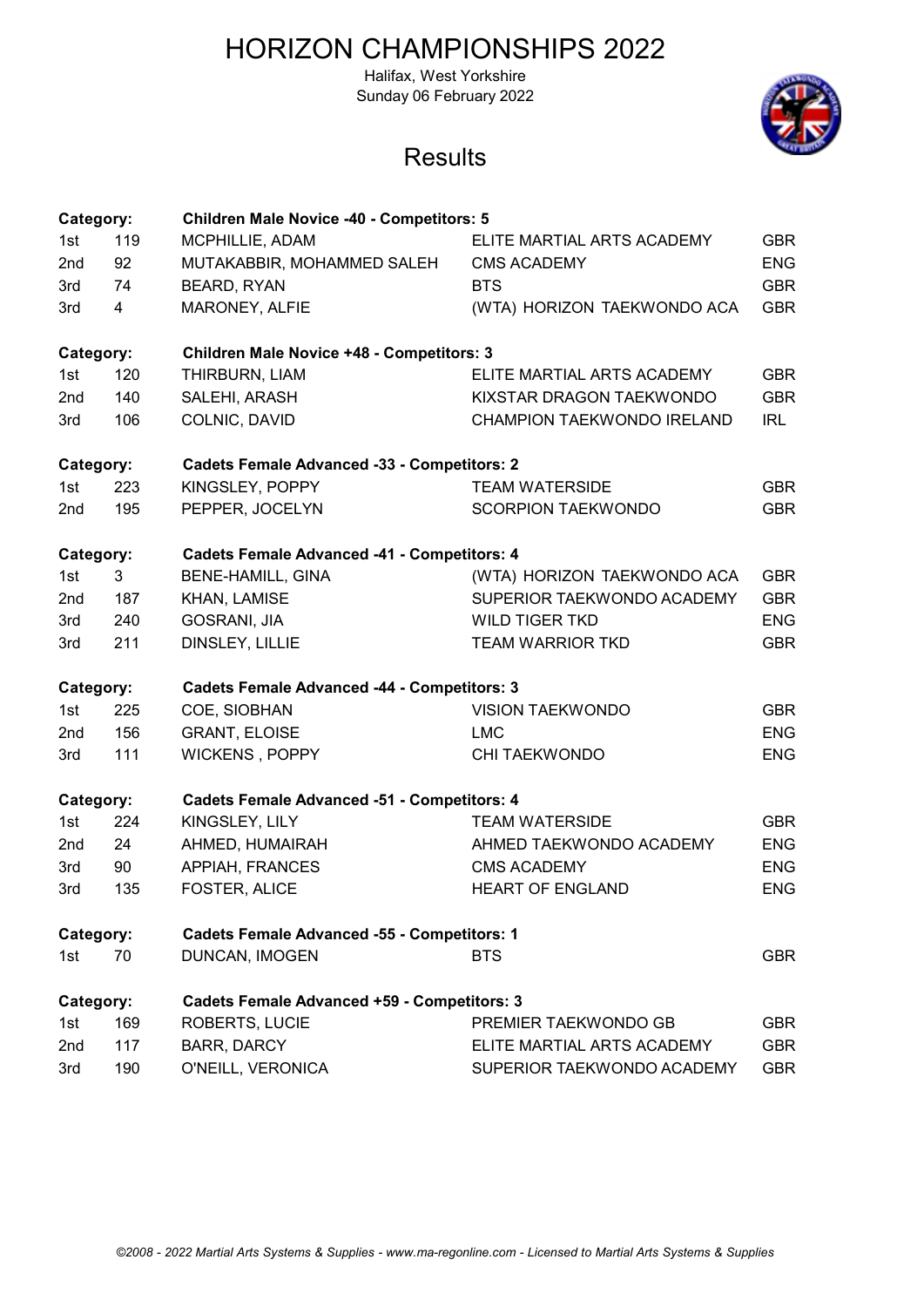# HORIZON CHAMPIONSHIPS 2022

Halifax, West Yorkshire
Sunday 06 February 2022

## Results

**Category: Children Male Novice -40 - Competitors: 5**

| Place | No. | Name | Club | Country |
|---|---|---|---|---|
| 1st | 119 | MCPHILLIE, ADAM | ELITE MARTIAL ARTS ACADEMY | GBR |
| 2nd | 92 | MUTAKABBIR, MOHAMMED SALEH | CMS ACADEMY | ENG |
| 3rd | 74 | BEARD, RYAN | BTS | GBR |
| 3rd | 4 | MARONEY, ALFIE | (WTA) HORIZON TAEKWONDO ACA | GBR |

**Category: Children Male Novice +48 - Competitors: 3**

| Place | No. | Name | Club | Country |
|---|---|---|---|---|
| 1st | 120 | THIRBURN, LIAM | ELITE MARTIAL ARTS ACADEMY | GBR |
| 2nd | 140 | SALEHI, ARASH | KIXSTAR DRAGON TAEKWONDO | GBR |
| 3rd | 106 | COLNIC, DAVID | CHAMPION TAEKWONDO IRELAND | IRL |

**Category: Cadets Female Advanced -33 - Competitors: 2**

| Place | No. | Name | Club | Country |
|---|---|---|---|---|
| 1st | 223 | KINGSLEY, POPPY | TEAM WATERSIDE | GBR |
| 2nd | 195 | PEPPER, JOCELYN | SCORPION TAEKWONDO | GBR |

**Category: Cadets Female Advanced -41 - Competitors: 4**

| Place | No. | Name | Club | Country |
|---|---|---|---|---|
| 1st | 3 | BENE-HAMILL, GINA | (WTA) HORIZON TAEKWONDO ACA | GBR |
| 2nd | 187 | KHAN, LAMISE | SUPERIOR TAEKWONDO ACADEMY | GBR |
| 3rd | 240 | GOSRANI, JIA | WILD TIGER TKD | ENG |
| 3rd | 211 | DINSLEY, LILLIE | TEAM WARRIOR TKD | GBR |

**Category: Cadets Female Advanced -44 - Competitors: 3**

| Place | No. | Name | Club | Country |
|---|---|---|---|---|
| 1st | 225 | COE, SIOBHAN | VISION TAEKWONDO | GBR |
| 2nd | 156 | GRANT, ELOISE | LMC | ENG |
| 3rd | 111 | WICKENS , POPPY | CHI TAEKWONDO | ENG |

**Category: Cadets Female Advanced -51 - Competitors: 4**

| Place | No. | Name | Club | Country |
|---|---|---|---|---|
| 1st | 224 | KINGSLEY, LILY | TEAM WATERSIDE | GBR |
| 2nd | 24 | AHMED, HUMAIRAH | AHMED TAEKWONDO ACADEMY | ENG |
| 3rd | 90 | APPIAH, FRANCES | CMS ACADEMY | ENG |
| 3rd | 135 | FOSTER, ALICE | HEART OF ENGLAND | ENG |

**Category: Cadets Female Advanced -55 - Competitors: 1**

| Place | No. | Name | Club | Country |
|---|---|---|---|---|
| 1st | 70 | DUNCAN, IMOGEN | BTS | GBR |

**Category: Cadets Female Advanced +59 - Competitors: 3**

| Place | No. | Name | Club | Country |
|---|---|---|---|---|
| 1st | 169 | ROBERTS, LUCIE | PREMIER TAEKWONDO GB | GBR |
| 2nd | 117 | BARR, DARCY | ELITE MARTIAL ARTS ACADEMY | GBR |
| 3rd | 190 | O'NEILL, VERONICA | SUPERIOR TAEKWONDO ACADEMY | GBR |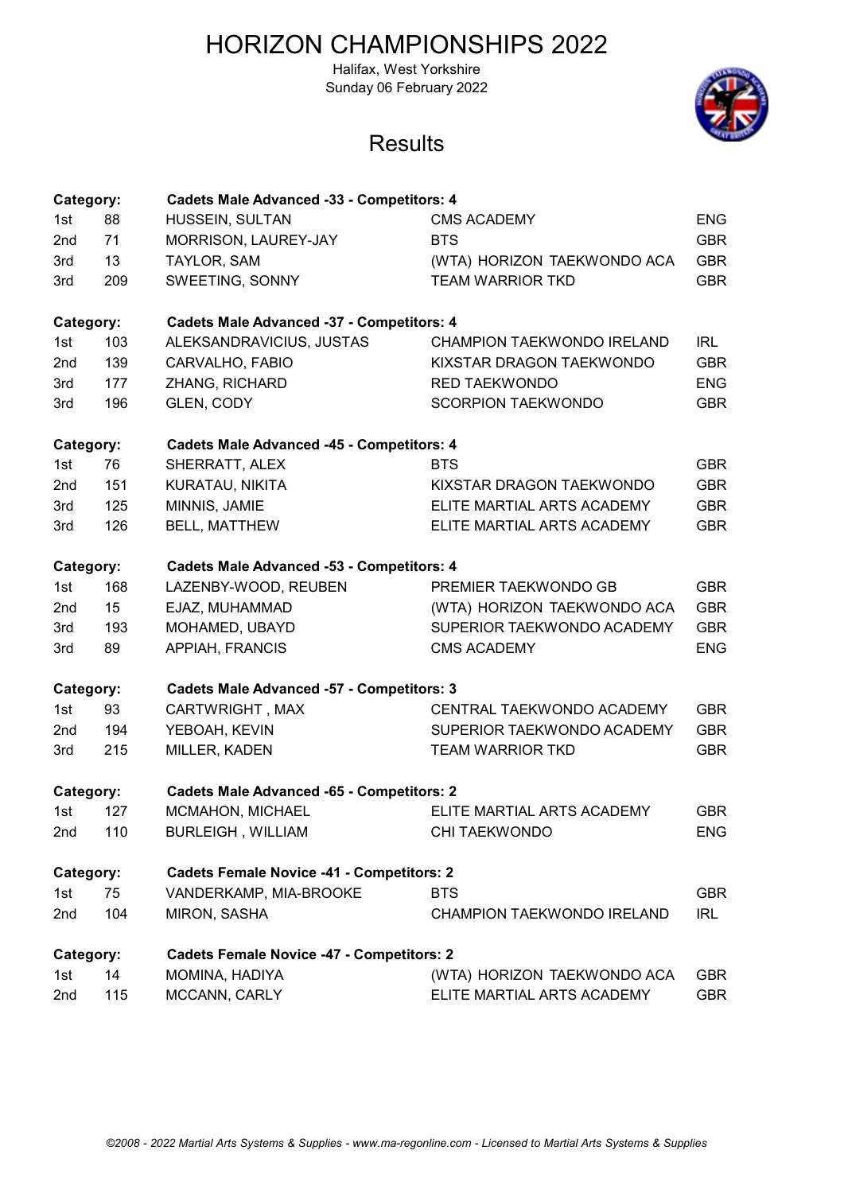# HORIZON CHAMPIONSHIPS 2022

Halifax, West Yorkshire
Sunday 06 February 2022

## Results

| Category: | | Cadets Male Advanced -33 - Competitors: 4 | | |
|---|---|---|---|---|
| 1st | 88 | HUSSEIN, SULTAN | CMS ACADEMY | ENG |
| 2nd | 71 | MORRISON, LAUREY-JAY | BTS | GBR |
| 3rd | 13 | TAYLOR, SAM | (WTA) HORIZON TAEKWONDO ACA | GBR |
| 3rd | 209 | SWEETING, SONNY | TEAM WARRIOR TKD | GBR |

| Category: | | Cadets Male Advanced -37 - Competitors: 4 | | |
|---|---|---|---|---|
| 1st | 103 | ALEKSANDRAVICIUS, JUSTAS | CHAMPION TAEKWONDO IRELAND | IRL |
| 2nd | 139 | CARVALHO, FABIO | KIXSTAR DRAGON TAEKWONDO | GBR |
| 3rd | 177 | ZHANG, RICHARD | RED TAEKWONDO | ENG |
| 3rd | 196 | GLEN, CODY | SCORPION TAEKWONDO | GBR |

| Category: | | Cadets Male Advanced -45 - Competitors: 4 | | |
|---|---|---|---|---|
| 1st | 76 | SHERRATT, ALEX | BTS | GBR |
| 2nd | 151 | KURATAU, NIKITA | KIXSTAR DRAGON TAEKWONDO | GBR |
| 3rd | 125 | MINNIS, JAMIE | ELITE MARTIAL ARTS ACADEMY | GBR |
| 3rd | 126 | BELL, MATTHEW | ELITE MARTIAL ARTS ACADEMY | GBR |

| Category: | | Cadets Male Advanced -53 - Competitors: 4 | | |
|---|---|---|---|---|
| 1st | 168 | LAZENBY-WOOD, REUBEN | PREMIER TAEKWONDO GB | GBR |
| 2nd | 15 | EJAZ, MUHAMMAD | (WTA) HORIZON TAEKWONDO ACA | GBR |
| 3rd | 193 | MOHAMED, UBAYD | SUPERIOR TAEKWONDO ACADEMY | GBR |
| 3rd | 89 | APPIAH, FRANCIS | CMS ACADEMY | ENG |

| Category: | | Cadets Male Advanced -57 - Competitors: 3 | | |
|---|---|---|---|---|
| 1st | 93 | CARTWRIGHT , MAX | CENTRAL TAEKWONDO ACADEMY | GBR |
| 2nd | 194 | YEBOAH, KEVIN | SUPERIOR TAEKWONDO ACADEMY | GBR |
| 3rd | 215 | MILLER, KADEN | TEAM WARRIOR TKD | GBR |

| Category: | | Cadets Male Advanced -65 - Competitors: 2 | | |
|---|---|---|---|---|
| 1st | 127 | MCMAHON, MICHAEL | ELITE MARTIAL ARTS ACADEMY | GBR |
| 2nd | 110 | BURLEIGH , WILLIAM | CHI TAEKWONDO | ENG |

| Category: | | Cadets Female Novice -41 - Competitors: 2 | | |
|---|---|---|---|---|
| 1st | 75 | VANDERKAMP, MIA-BROOKE | BTS | GBR |
| 2nd | 104 | MIRON, SASHA | CHAMPION TAEKWONDO IRELAND | IRL |

| Category: | | Cadets Female Novice -47 - Competitors: 2 | | |
|---|---|---|---|---|
| 1st | 14 | MOMINA, HADIYA | (WTA) HORIZON TAEKWONDO ACA | GBR |
| 2nd | 115 | MCCANN, CARLY | ELITE MARTIAL ARTS ACADEMY | GBR |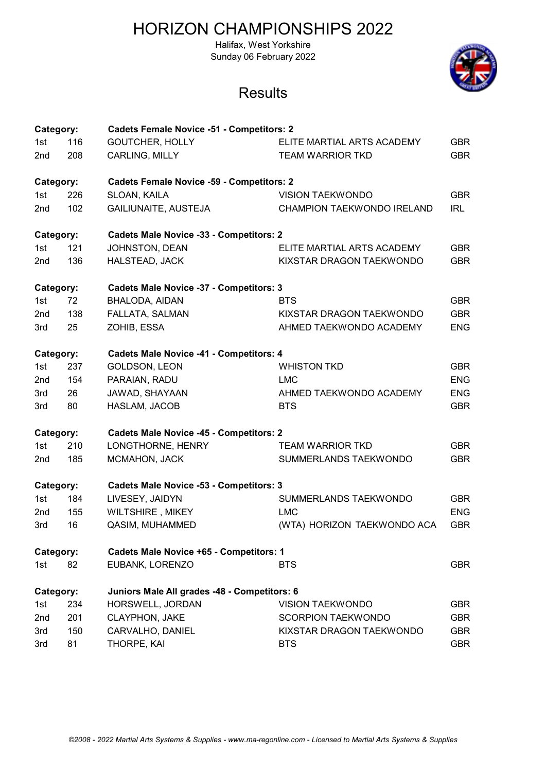# HORIZON CHAMPIONSHIPS 2022

Halifax, West Yorkshire
Sunday 06 February 2022

## Results

**Category: Cadets Female Novice -51 - Competitors: 2**

| | | | | |
|---|---|---|---|---|
| 1st | 116 | GOUTCHER, HOLLY | ELITE MARTIAL ARTS ACADEMY | GBR |
| 2nd | 208 | CARLING, MILLY | TEAM WARRIOR TKD | GBR |

**Category: Cadets Female Novice -59 - Competitors: 2**

| | | | | |
|---|---|---|---|---|
| 1st | 226 | SLOAN, KAILA | VISION TAEKWONDO | GBR |
| 2nd | 102 | GAILIUNAITE, AUSTEJA | CHAMPION TAEKWONDO IRELAND | IRL |

**Category: Cadets Male Novice -33 - Competitors: 2**

| | | | | |
|---|---|---|---|---|
| 1st | 121 | JOHNSTON, DEAN | ELITE MARTIAL ARTS ACADEMY | GBR |
| 2nd | 136 | HALSTEAD, JACK | KIXSTAR DRAGON TAEKWONDO | GBR |

**Category: Cadets Male Novice -37 - Competitors: 3**

| | | | | |
|---|---|---|---|---|
| 1st | 72 | BHALODA, AIDAN | BTS | GBR |
| 2nd | 138 | FALLATA, SALMAN | KIXSTAR DRAGON TAEKWONDO | GBR |
| 3rd | 25 | ZOHIB, ESSA | AHMED TAEKWONDO ACADEMY | ENG |

**Category: Cadets Male Novice -41 - Competitors: 4**

| | | | | |
|---|---|---|---|---|
| 1st | 237 | GOLDSON, LEON | WHISTON TKD | GBR |
| 2nd | 154 | PARAIAN, RADU | LMC | ENG |
| 3rd | 26 | JAWAD, SHAYAAN | AHMED TAEKWONDO ACADEMY | ENG |
| 3rd | 80 | HASLAM, JACOB | BTS | GBR |

**Category: Cadets Male Novice -45 - Competitors: 2**

| | | | | |
|---|---|---|---|---|
| 1st | 210 | LONGTHORNE, HENRY | TEAM WARRIOR TKD | GBR |
| 2nd | 185 | MCMAHON, JACK | SUMMERLANDS TAEKWONDO | GBR |

**Category: Cadets Male Novice -53 - Competitors: 3**

| | | | | |
|---|---|---|---|---|
| 1st | 184 | LIVESEY, JAIDYN | SUMMERLANDS TAEKWONDO | GBR |
| 2nd | 155 | WILTSHIRE , MIKEY | LMC | ENG |
| 3rd | 16 | QASIM, MUHAMMED | (WTA) HORIZON TAEKWONDO ACA | GBR |

**Category: Cadets Male Novice +65 - Competitors: 1**

| | | | | |
|---|---|---|---|---|
| 1st | 82 | EUBANK, LORENZO | BTS | GBR |

**Category: Juniors Male All grades -48 - Competitors: 6**

| | | | | |
|---|---|---|---|---|
| 1st | 234 | HORSWELL, JORDAN | VISION TAEKWONDO | GBR |
| 2nd | 201 | CLAYPHON, JAKE | SCORPION TAEKWONDO | GBR |
| 3rd | 150 | CARVALHO, DANIEL | KIXSTAR DRAGON TAEKWONDO | GBR |
| 3rd | 81 | THORPE, KAI | BTS | GBR |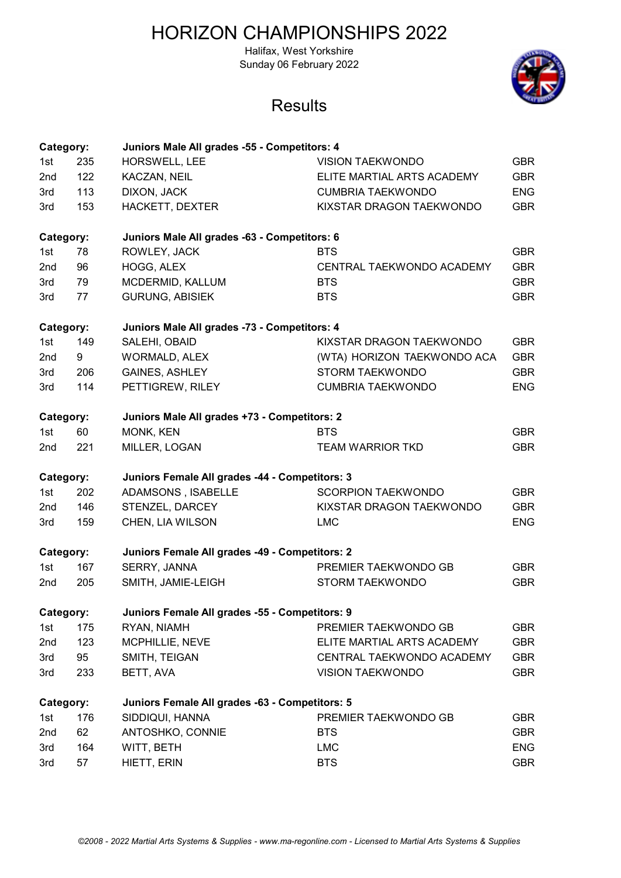# HORIZON CHAMPIONSHIPS 2022

Halifax, West Yorkshire
Sunday 06 February 2022

## Results

**Category:** **Juniors Male All grades -55 - Competitors: 4**

| Place | No. | Name | Club | Country |
|---|---|---|---|---|
| 1st | 235 | HORSWELL, LEE | VISION TAEKWONDO | GBR |
| 2nd | 122 | KACZAN, NEIL | ELITE MARTIAL ARTS ACADEMY | GBR |
| 3rd | 113 | DIXON, JACK | CUMBRIA TAEKWONDO | ENG |
| 3rd | 153 | HACKETT, DEXTER | KIXSTAR DRAGON TAEKWONDO | GBR |

**Category:** **Juniors Male All grades -63 - Competitors: 6**

| Place | No. | Name | Club | Country |
|---|---|---|---|---|
| 1st | 78 | ROWLEY, JACK | BTS | GBR |
| 2nd | 96 | HOGG, ALEX | CENTRAL TAEKWONDO ACADEMY | GBR |
| 3rd | 79 | MCDERMID, KALLUM | BTS | GBR |
| 3rd | 77 | GURUNG, ABISIEK | BTS | GBR |

**Category:** **Juniors Male All grades -73 - Competitors: 4**

| Place | No. | Name | Club | Country |
|---|---|---|---|---|
| 1st | 149 | SALEHI, OBAID | KIXSTAR DRAGON TAEKWONDO | GBR |
| 2nd | 9 | WORMALD, ALEX | (WTA) HORIZON TAEKWONDO ACA | GBR |
| 3rd | 206 | GAINES, ASHLEY | STORM TAEKWONDO | GBR |
| 3rd | 114 | PETTIGREW, RILEY | CUMBRIA TAEKWONDO | ENG |

**Category:** **Juniors Male All grades +73 - Competitors: 2**

| Place | No. | Name | Club | Country |
|---|---|---|---|---|
| 1st | 60 | MONK, KEN | BTS | GBR |
| 2nd | 221 | MILLER, LOGAN | TEAM WARRIOR TKD | GBR |

**Category:** **Juniors Female All grades -44 - Competitors: 3**

| Place | No. | Name | Club | Country |
|---|---|---|---|---|
| 1st | 202 | ADAMSONS , ISABELLE | SCORPION TAEKWONDO | GBR |
| 2nd | 146 | STENZEL, DARCEY | KIXSTAR DRAGON TAEKWONDO | GBR |
| 3rd | 159 | CHEN, LIA WILSON | LMC | ENG |

**Category:** **Juniors Female All grades -49 - Competitors: 2**

| Place | No. | Name | Club | Country |
|---|---|---|---|---|
| 1st | 167 | SERRY, JANNA | PREMIER TAEKWONDO GB | GBR |
| 2nd | 205 | SMITH, JAMIE-LEIGH | STORM TAEKWONDO | GBR |

**Category:** **Juniors Female All grades -55 - Competitors: 9**

| Place | No. | Name | Club | Country |
|---|---|---|---|---|
| 1st | 175 | RYAN, NIAMH | PREMIER TAEKWONDO GB | GBR |
| 2nd | 123 | MCPHILLIE, NEVE | ELITE MARTIAL ARTS ACADEMY | GBR |
| 3rd | 95 | SMITH, TEIGAN | CENTRAL TAEKWONDO ACADEMY | GBR |
| 3rd | 233 | BETT, AVA | VISION TAEKWONDO | GBR |

**Category:** **Juniors Female All grades -63 - Competitors: 5**

| Place | No. | Name | Club | Country |
|---|---|---|---|---|
| 1st | 176 | SIDDIQUI, HANNA | PREMIER TAEKWONDO GB | GBR |
| 2nd | 62 | ANTOSHKO, CONNIE | BTS | GBR |
| 3rd | 164 | WITT, BETH | LMC | ENG |
| 3rd | 57 | HIETT, ERIN | BTS | GBR |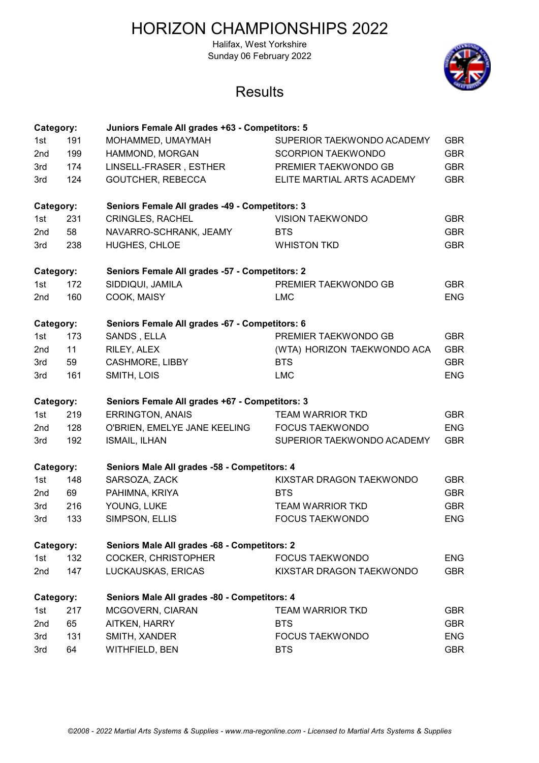# HORIZON CHAMPIONSHIPS 2022

Halifax, West Yorkshire
Sunday 06 February 2022

## Results

**Category: Juniors Female All grades +63 - Competitors: 5**

| Place | No. | Name | Club | Country |
|---|---|---|---|---|
| 1st | 191 | MOHAMMED, UMAYMAH | SUPERIOR TAEKWONDO ACADEMY | GBR |
| 2nd | 199 | HAMMOND, MORGAN | SCORPION TAEKWONDO | GBR |
| 3rd | 174 | LINSELL-FRASER , ESTHER | PREMIER TAEKWONDO GB | GBR |
| 3rd | 124 | GOUTCHER, REBECCA | ELITE MARTIAL ARTS ACADEMY | GBR |

**Category: Seniors Female All grades -49 - Competitors: 3**

| Place | No. | Name | Club | Country |
|---|---|---|---|---|
| 1st | 231 | CRINGLES, RACHEL | VISION TAEKWONDO | GBR |
| 2nd | 58 | NAVARRO-SCHRANK, JEAMY | BTS | GBR |
| 3rd | 238 | HUGHES, CHLOE | WHISTON TKD | GBR |

**Category: Seniors Female All grades -57 - Competitors: 2**

| Place | No. | Name | Club | Country |
|---|---|---|---|---|
| 1st | 172 | SIDDIQUI, JAMILA | PREMIER TAEKWONDO GB | GBR |
| 2nd | 160 | COOK, MAISY | LMC | ENG |

**Category: Seniors Female All grades -67 - Competitors: 6**

| Place | No. | Name | Club | Country |
|---|---|---|---|---|
| 1st | 173 | SANDS , ELLA | PREMIER TAEKWONDO GB | GBR |
| 2nd | 11 | RILEY, ALEX | (WTA) HORIZON TAEKWONDO ACA | GBR |
| 3rd | 59 | CASHMORE, LIBBY | BTS | GBR |
| 3rd | 161 | SMITH, LOIS | LMC | ENG |

**Category: Seniors Female All grades +67 - Competitors: 3**

| Place | No. | Name | Club | Country |
|---|---|---|---|---|
| 1st | 219 | ERRINGTON, ANAIS | TEAM WARRIOR TKD | GBR |
| 2nd | 128 | O'BRIEN, EMELYE JANE KEELING | FOCUS TAEKWONDO | ENG |
| 3rd | 192 | ISMAIL, ILHAN | SUPERIOR TAEKWONDO ACADEMY | GBR |

**Category: Seniors Male All grades -58 - Competitors: 4**

| Place | No. | Name | Club | Country |
|---|---|---|---|---|
| 1st | 148 | SARSOZA, ZACK | KIXSTAR DRAGON TAEKWONDO | GBR |
| 2nd | 69 | PAHIMNA, KRIYA | BTS | GBR |
| 3rd | 216 | YOUNG, LUKE | TEAM WARRIOR TKD | GBR |
| 3rd | 133 | SIMPSON, ELLIS | FOCUS TAEKWONDO | ENG |

**Category: Seniors Male All grades -68 - Competitors: 2**

| Place | No. | Name | Club | Country |
|---|---|---|---|---|
| 1st | 132 | COCKER, CHRISTOPHER | FOCUS TAEKWONDO | ENG |
| 2nd | 147 | LUCKAUSKAS, ERICAS | KIXSTAR DRAGON TAEKWONDO | GBR |

**Category: Seniors Male All grades -80 - Competitors: 4**

| Place | No. | Name | Club | Country |
|---|---|---|---|---|
| 1st | 217 | MCGOVERN, CIARAN | TEAM WARRIOR TKD | GBR |
| 2nd | 65 | AITKEN, HARRY | BTS | GBR |
| 3rd | 131 | SMITH, XANDER | FOCUS TAEKWONDO | ENG |
| 3rd | 64 | WITHFIELD, BEN | BTS | GBR |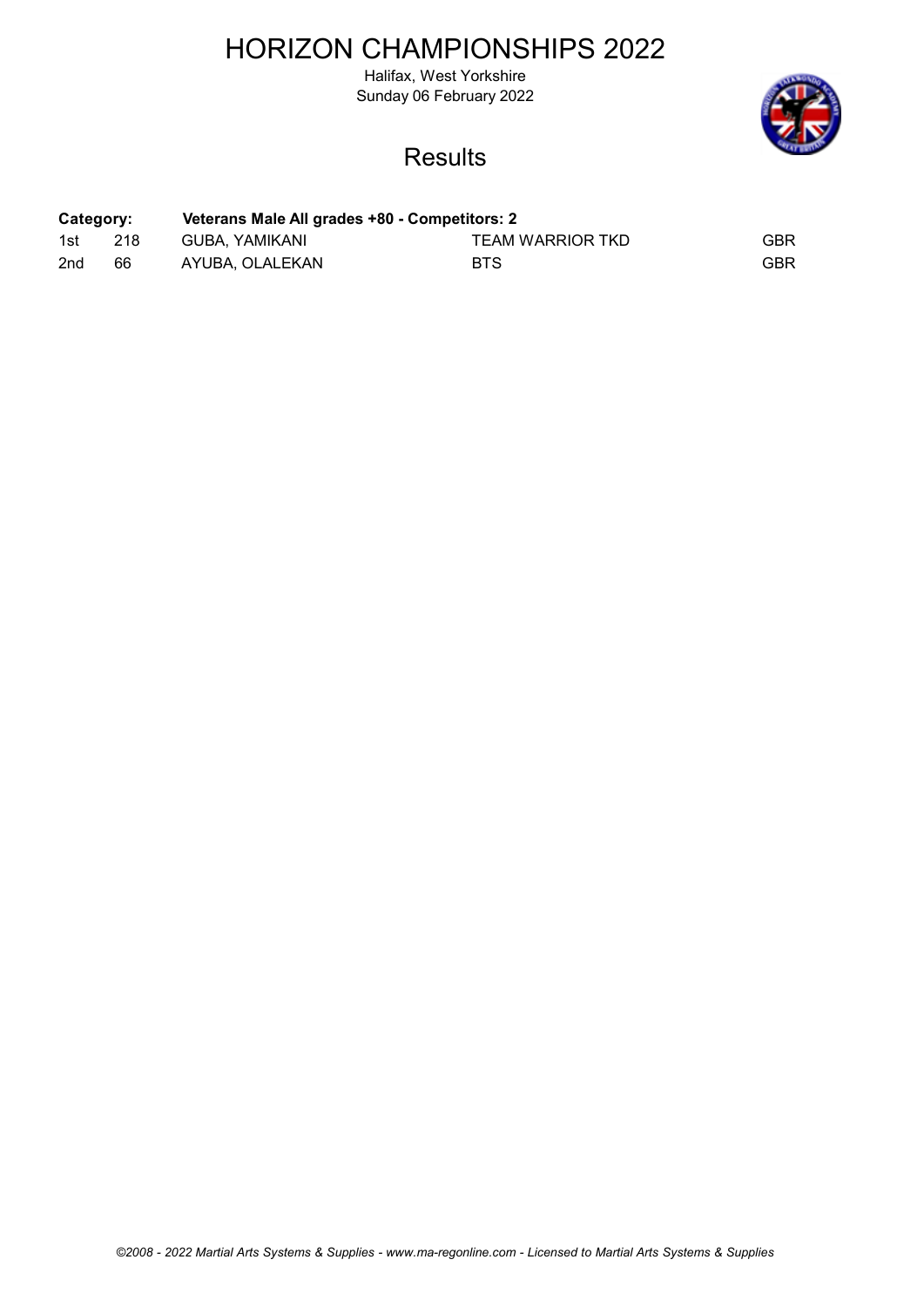# HORIZON CHAMPIONSHIPS 2022

Halifax, West Yorkshire
Sunday 06 February 2022

## Results

| Category: | | Veterans Male All grades +80 - Competitors: 2 | | |
|---|---|---|---|---|
| 1st | 218 | GUBA, YAMIKANI | TEAM WARRIOR TKD | GBR |
| 2nd | 66 | AYUBA, OLALEKAN | BTS | GBR |

*©2008 - 2022 Martial Arts Systems & Supplies - www.ma-regonline.com - Licensed to Martial Arts Systems & Supplies*